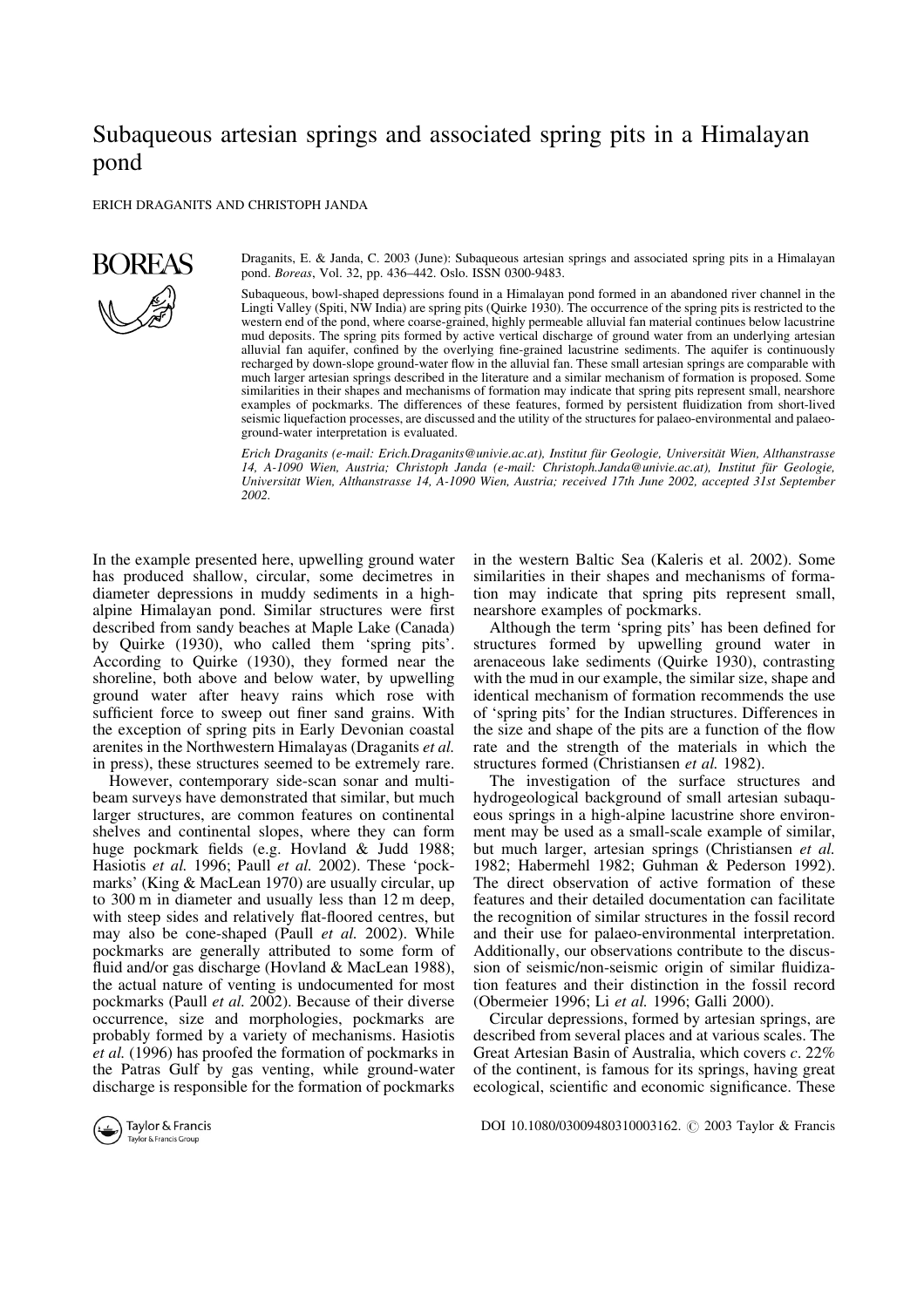# Subaqueous artesian springs and associated spring pits in a Himalayan pond

ERICH DRAGANITS AND CHRISTOPH JANDA

Draganits, E. & Janda, C. 2003 (June): Subaqueous artesian springs and associated spring pits in a Himalayan pond. *Boreas*, Vol. 32, pp. 436–442. Oslo. ISSN 0300-9483.

Subaqueous, bowl-shaped depressions found in a Himalayan pond formed in an abandoned river channel in the Lingti Valley (Spiti, NW India) are spring pits (Quirke 1930). The occurrence of the spring pits is restricted to the western end of the pond, where coarse-grained, highly permeable alluvial fan material continues below lacustrine mud deposits. The spring pits formed by active vertical discharge of ground water from an underlying artesian alluvial fan aquifer, confined by the overlying fine-grained lacustrine sediments. The aquifer is continuously recharged by down-slope ground-water flow in the alluvial fan. These small artesian springs are comparable with much larger artesian springs described in the literature and a similar mechanism of formation is proposed. Some similarities in their shapes and mechanisms of formation may indicate that spring pits represent small, nearshore examples of pockmarks. The differences of these features, formed by persistent fluidization from short-lived seismic liquefaction processes, are discussed and the utility of the structures for palaeo-environmental and palaeo-ground-water interpretation is evaluated.

*Erich Draganits (e-mail: Erich.Draganits@univie.ac.at), Institut für Geologie, Universität Wien, Althanstrasse 14, A-1090 Wien, Austria; Christoph Janda (e-mail: Christoph.Janda@univie.ac.at), Institut für Geologie, Universität Wien, Althanstrasse 14, A-1090 Wien, Austria; received 17th June 2002, accepted 31st September 2002.*

In the example presented here, upwelling ground water has produced shallow, circular, some decimetres in diameter depressions in muddy sediments in a high-alpine Himalayan pond. Similar structures were first described from sandy beaches at Maple Lake (Canada) by Quirke (1930), who called them 'spring pits'. According to Quirke (1930), they formed near the shoreline, both above and below water, by upwelling ground water after heavy rains which rose with sufficient force to sweep out finer sand grains. With the exception of spring pits in Early Devonian coastal arenites in the Northwestern Himalayas (Draganits *et al.* in press), these structures seemed to be extremely rare.

However, contemporary side-scan sonar and multi-beam surveys have demonstrated that similar, but much larger structures, are common features on continental shelves and continental slopes, where they can form huge pockmark fields (e.g. Hovland & Judd 1988; Hasiotis *et al.* 1996; Paull *et al.* 2002). These 'pockmarks' (King & MacLean 1970) are usually circular, up to 300 m in diameter and usually less than 12 m deep, with steep sides and relatively flat-floored centres, but may also be cone-shaped (Paull *et al.* 2002). While pockmarks are generally attributed to some form of fluid and/or gas discharge (Hovland & MacLean 1988), the actual nature of venting is undocumented for most pockmarks (Paull *et al.* 2002). Because of their diverse occurrence, size and morphologies, pockmarks are probably formed by a variety of mechanisms. Hasiotis *et al.* (1996) has proofed the formation of pockmarks in the Patras Gulf by gas venting, while ground-water discharge is responsible for the formation of pockmarks in the western Baltic Sea (Kaleris et al. 2002). Some similarities in their shapes and mechanisms of formation may indicate that spring pits represent small, nearshore examples of pockmarks.

Although the term 'spring pits' has been defined for structures formed by upwelling ground water in arenaceous lake sediments (Quirke 1930), contrasting with the mud in our example, the similar size, shape and identical mechanism of formation recommends the use of 'spring pits' for the Indian structures. Differences in the size and shape of the pits are a function of the flow rate and the strength of the materials in which the structures formed (Christiansen *et al.* 1982).

The investigation of the surface structures and hydrogeological background of small artesian subaqueous springs in a high-alpine lacustrine shore environment may be used as a small-scale example of similar, but much larger, artesian springs (Christiansen *et al.* 1982; Habermehl 1982; Guhman & Pederson 1992). The direct observation of active formation of these features and their detailed documentation can facilitate the recognition of similar structures in the fossil record and their use for palaeo-environmental interpretation. Additionally, our observations contribute to the discussion of seismic/non-seismic origin of similar fluidization features and their distinction in the fossil record (Obermeier 1996; Li *et al.* 1996; Galli 2000).

Circular depressions, formed by artesian springs, are described from several places and at various scales. The Great Artesian Basin of Australia, which covers *c*. 22% of the continent, is famous for its springs, having great ecological, scientific and economic significance. These

DOI 10.1080/03009480310003162. © 2003 Taylor & Francis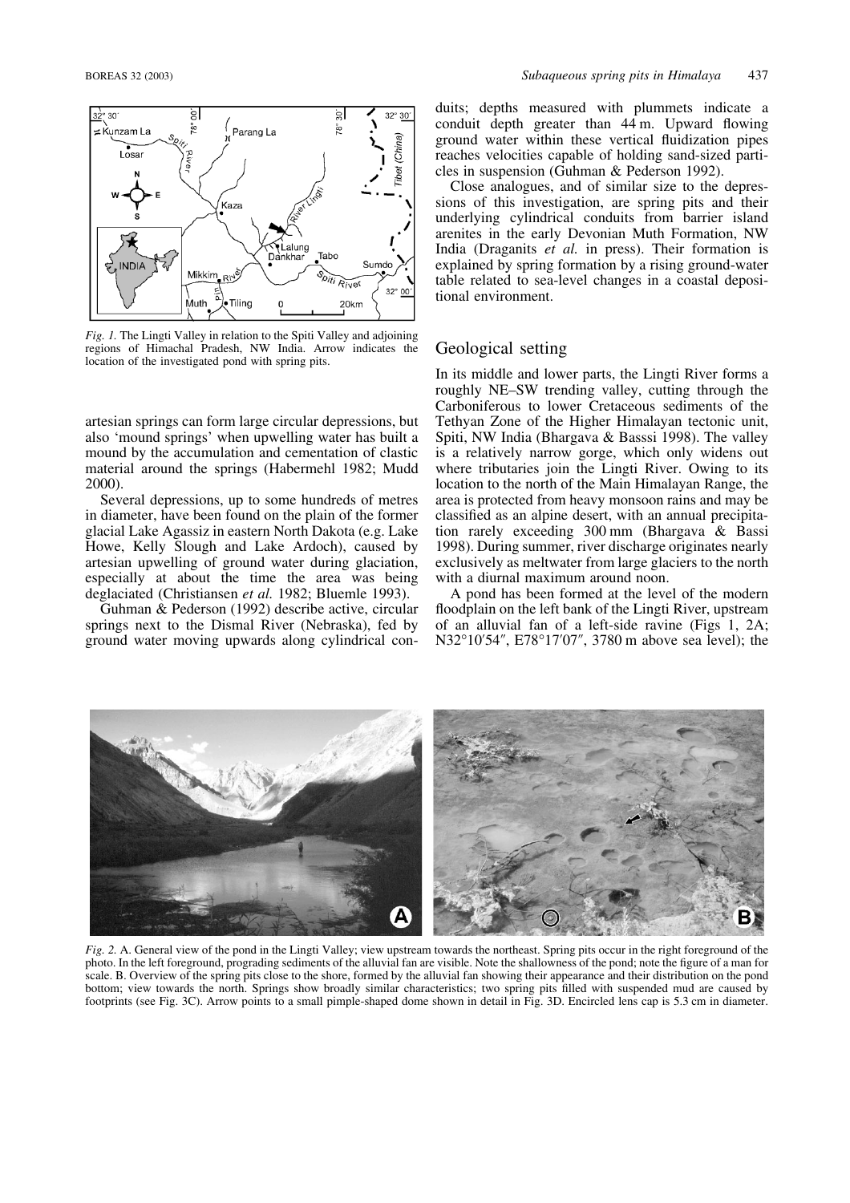*Fig. 1.* The Lingti Valley in relation to the Spiti Valley and adjoining regions of Himachal Pradesh, NW India. Arrow indicates the location of the investigated pond with spring pits.

artesian springs can form large circular depressions, but also 'mound springs' when upwelling water has built a mound by the accumulation and cementation of clastic material around the springs (Habermehl 1982; Mudd 2000).

Several depressions, up to some hundreds of metres in diameter, have been found on the plain of the former glacial Lake Agassiz in eastern North Dakota (e.g. Lake Howe, Kelly Slough and Lake Ardoch), caused by artesian upwelling of ground water during glaciation, especially at about the time the area was being deglaciated (Christiansen *et al.* 1982; Bluemle 1993).

Guhman & Pederson (1992) describe active, circular springs next to the Dismal River (Nebraska), fed by ground water moving upwards along cylindrical conduits; depths measured with plummets indicate a conduit depth greater than 44 m. Upward flowing ground water within these vertical fluidization pipes reaches velocities capable of holding sand-sized particles in suspension (Guhman & Pederson 1992).

Close analogues, and of similar size to the depressions of this investigation, are spring pits and their underlying cylindrical conduits from barrier island arenites in the early Devonian Muth Formation, NW India (Draganits *et al.* in press). Their formation is explained by spring formation by a rising ground-water table related to sea-level changes in a coastal depositional environment.

## Geological setting

In its middle and lower parts, the Lingti River forms a roughly NE–SW trending valley, cutting through the Carboniferous to lower Cretaceous sediments of the Tethyan Zone of the Higher Himalayan tectonic unit, Spiti, NW India (Bhargava & Basssi 1998). The valley is a relatively narrow gorge, which only widens out where tributaries join the Lingti River. Owing to its location to the north of the Main Himalayan Range, the area is protected from heavy monsoon rains and may be classified as an alpine desert, with an annual precipitation rarely exceeding 300 mm (Bhargava & Bassi 1998). During summer, river discharge originates nearly exclusively as meltwater from large glaciers to the north with a diurnal maximum around noon.

A pond has been formed at the level of the modern floodplain on the left bank of the Lingti River, upstream of an alluvial fan of a left-side ravine (Figs 1, 2A; N32°10′54″, E78°17′07″, 3780 m above sea level); the

*Fig. 2.* A. General view of the pond in the Lingti Valley; view upstream towards the northeast. Spring pits occur in the right foreground of the photo. In the left foreground, prograding sediments of the alluvial fan are visible. Note the shallowness of the pond; note the figure of a man for scale. B. Overview of the spring pits close to the shore, formed by the alluvial fan showing their appearance and their distribution on the pond bottom; view towards the north. Springs show broadly similar characteristics; two spring pits filled with suspended mud are caused by footprints (see Fig. 3C). Arrow points to a small pimple-shaped dome shown in detail in Fig. 3D. Encircled lens cap is 5.3 cm in diameter.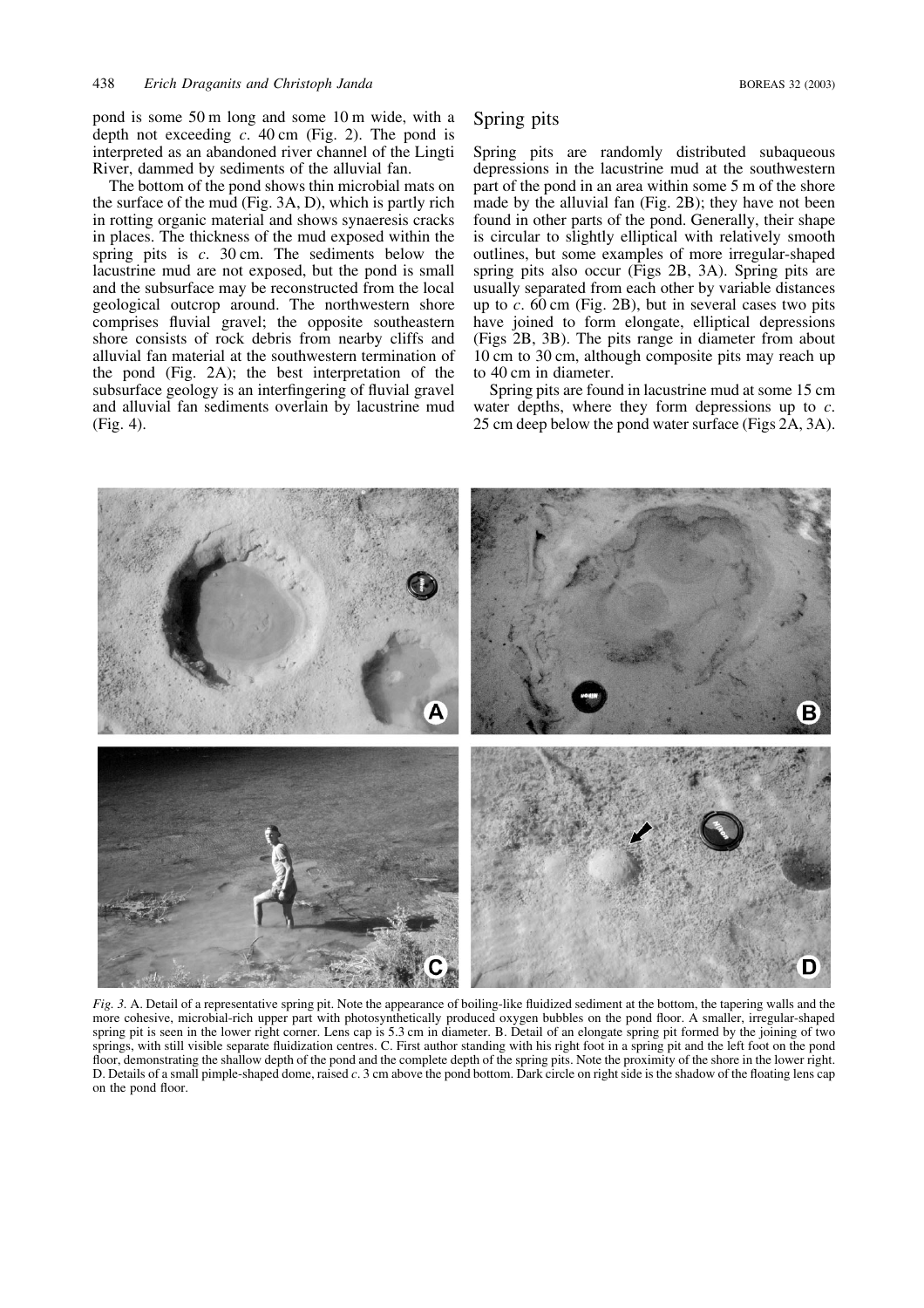pond is some 50 m long and some 10 m wide, with a depth not exceeding *c*. 40 cm (Fig. 2). The pond is interpreted as an abandoned river channel of the Lingti River, dammed by sediments of the alluvial fan.

The bottom of the pond shows thin microbial mats on the surface of the mud (Fig. 3A, D), which is partly rich in rotting organic material and shows synaeresis cracks in places. The thickness of the mud exposed within the spring pits is *c*. 30 cm. The sediments below the lacustrine mud are not exposed, but the pond is small and the subsurface may be reconstructed from the local geological outcrop around. The northwestern shore comprises fluvial gravel; the opposite southeastern shore consists of rock debris from nearby cliffs and alluvial fan material at the southwestern termination of the pond (Fig. 2A); the best interpretation of the subsurface geology is an interfingering of fluvial gravel and alluvial fan sediments overlain by lacustrine mud (Fig. 4).

## Spring pits

Spring pits are randomly distributed subaqueous depressions in the lacustrine mud at the southwestern part of the pond in an area within some 5 m of the shore made by the alluvial fan (Fig. 2B); they have not been found in other parts of the pond. Generally, their shape is circular to slightly elliptical with relatively smooth outlines, but some examples of more irregular-shaped spring pits also occur (Figs 2B, 3A). Spring pits are usually separated from each other by variable distances up to *c*. 60 cm (Fig. 2B), but in several cases two pits have joined to form elongate, elliptical depressions (Figs 2B, 3B). The pits range in diameter from about 10 cm to 30 cm, although composite pits may reach up to 40 cm in diameter.

Spring pits are found in lacustrine mud at some 15 cm water depths, where they form depressions up to *c*. 25 cm deep below the pond water surface (Figs 2A, 3A).

*Fig. 3.* A. Detail of a representative spring pit. Note the appearance of boiling-like fluidized sediment at the bottom, the tapering walls and the more cohesive, microbial-rich upper part with photosynthetically produced oxygen bubbles on the pond floor. A smaller, irregular-shaped spring pit is seen in the lower right corner. Lens cap is 5.3 cm in diameter. B. Detail of an elongate spring pit formed by the joining of two springs, with still visible separate fluidization centres. C. First author standing with his right foot in a spring pit and the left foot on the pond floor, demonstrating the shallow depth of the pond and the complete depth of the spring pits. Note the proximity of the shore in the lower right. D. Details of a small pimple-shaped dome, raised *c*. 3 cm above the pond bottom. Dark circle on right side is the shadow of the floating lens cap on the pond floor.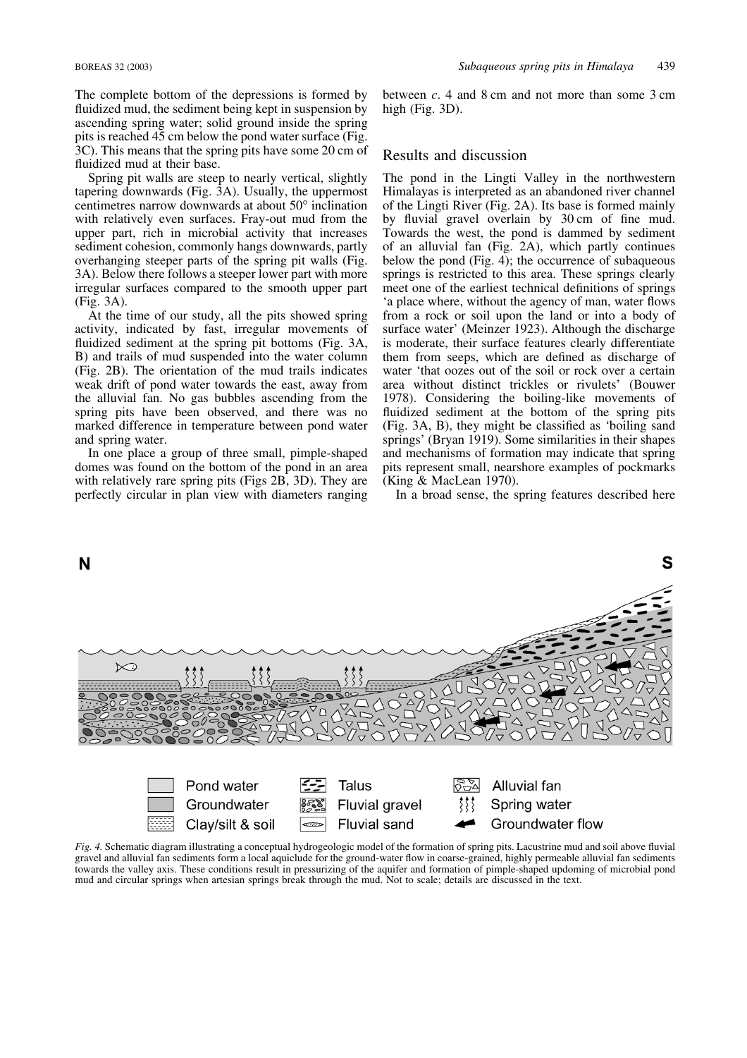The complete bottom of the depressions is formed by fluidized mud, the sediment being kept in suspension by ascending spring water; solid ground inside the spring pits is reached 45 cm below the pond water surface (Fig. 3C). This means that the spring pits have some 20 cm of fluidized mud at their base.

Spring pit walls are steep to nearly vertical, slightly tapering downwards (Fig. 3A). Usually, the uppermost centimetres narrow downwards at about 50° inclination with relatively even surfaces. Fray-out mud from the upper part, rich in microbial activity that increases sediment cohesion, commonly hangs downwards, partly overhanging steeper parts of the spring pit walls (Fig. 3A). Below there follows a steeper lower part with more irregular surfaces compared to the smooth upper part (Fig. 3A).

At the time of our study, all the pits showed spring activity, indicated by fast, irregular movements of fluidized sediment at the spring pit bottoms (Fig. 3A, B) and trails of mud suspended into the water column (Fig. 2B). The orientation of the mud trails indicates weak drift of pond water towards the east, away from the alluvial fan. No gas bubbles ascending from the spring pits have been observed, and there was no marked difference in temperature between pond water and spring water.

In one place a group of three small, pimple-shaped domes was found on the bottom of the pond in an area with relatively rare spring pits (Figs 2B, 3D). They are perfectly circular in plan view with diameters ranging between *c.* 4 and 8 cm and not more than some 3 cm high (Fig. 3D).

## Results and discussion

The pond in the Lingti Valley in the northwestern Himalayas is interpreted as an abandoned river channel of the Lingti River (Fig. 2A). Its base is formed mainly by fluvial gravel overlain by 30 cm of fine mud. Towards the west, the pond is dammed by sediment of an alluvial fan (Fig. 2A), which partly continues below the pond (Fig. 4); the occurrence of subaqueous springs is restricted to this area. These springs clearly meet one of the earliest technical definitions of springs 'a place where, without the agency of man, water flows from a rock or soil upon the land or into a body of surface water' (Meinzer 1923). Although the discharge is moderate, their surface features clearly differentiate them from seeps, which are defined as discharge of water 'that oozes out of the soil or rock over a certain area without distinct trickles or rivulets' (Bouwer 1978). Considering the boiling-like movements of fluidized sediment at the bottom of the spring pits (Fig. 3A, B), they might be classified as 'boiling sand springs' (Bryan 1919). Some similarities in their shapes and mechanisms of formation may indicate that spring pits represent small, nearshore examples of pockmarks (King & MacLean 1970).

In a broad sense, the spring features described here

*Fig. 4.* Schematic diagram illustrating a conceptual hydrogeologic model of the formation of spring pits. Lacustrine mud and soil above fluvial gravel and alluvial fan sediments form a local aquiclude for the ground-water flow in coarse-grained, highly permeable alluvial fan sediments towards the valley axis. These conditions result in pressurizing of the aquifer and formation of pimple-shaped updoming of microbial pond mud and circular springs when artesian springs break through the mud. Not to scale; details are discussed in the text.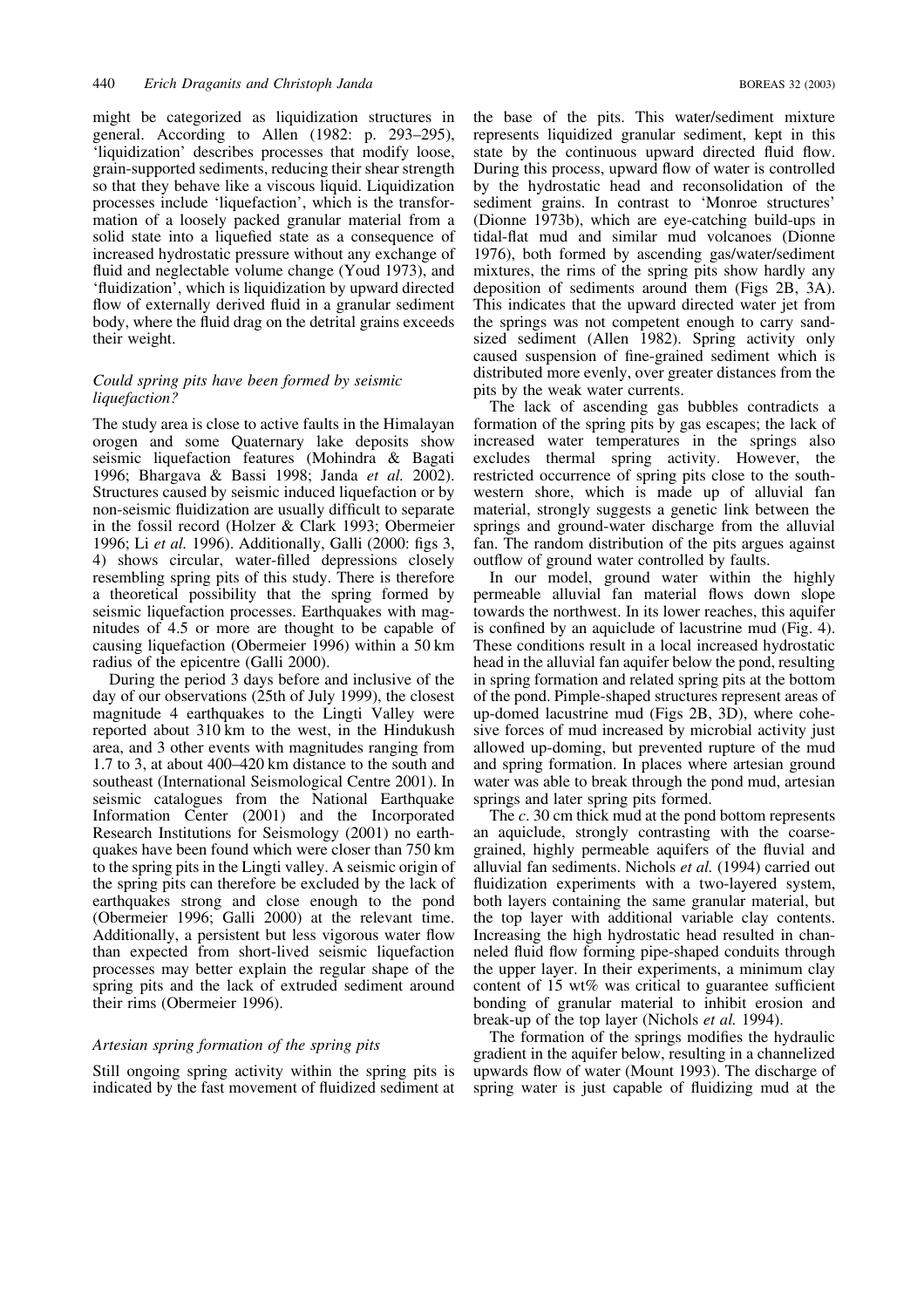might be categorized as liquidization structures in general. According to Allen (1982: p. 293–295), 'liquidization' describes processes that modify loose, grain-supported sediments, reducing their shear strength so that they behave like a viscous liquid. Liquidization processes include 'liquefaction', which is the transformation of a loosely packed granular material from a solid state into a liquefied state as a consequence of increased hydrostatic pressure without any exchange of fluid and neglectable volume change (Youd 1973), and 'fluidization', which is liquidization by upward directed flow of externally derived fluid in a granular sediment body, where the fluid drag on the detrital grains exceeds their weight.

### *Could spring pits have been formed by seismic liquefaction?*

The study area is close to active faults in the Himalayan orogen and some Quaternary lake deposits show seismic liquefaction features (Mohindra & Bagati 1996; Bhargava & Bassi 1998; Janda *et al.* 2002). Structures caused by seismic induced liquefaction or by non-seismic fluidization are usually difficult to separate in the fossil record (Holzer & Clark 1993; Obermeier 1996; Li *et al.* 1996). Additionally, Galli (2000: figs 3, 4) shows circular, water-filled depressions closely resembling spring pits of this study. There is therefore a theoretical possibility that the spring formed by seismic liquefaction processes. Earthquakes with magnitudes of 4.5 or more are thought to be capable of causing liquefaction (Obermeier 1996) within a 50 km radius of the epicentre (Galli 2000).

During the period 3 days before and inclusive of the day of our observations (25th of July 1999), the closest magnitude 4 earthquakes to the Lingti Valley were reported about 310 km to the west, in the Hindukush area, and 3 other events with magnitudes ranging from 1.7 to 3, at about 400–420 km distance to the south and southeast (International Seismological Centre 2001). In seismic catalogues from the National Earthquake Information Center (2001) and the Incorporated Research Institutions for Seismology (2001) no earthquakes have been found which were closer than 750 km to the spring pits in the Lingti valley. A seismic origin of the spring pits can therefore be excluded by the lack of earthquakes strong and close enough to the pond (Obermeier 1996; Galli 2000) at the relevant time. Additionally, a persistent but less vigorous water flow than expected from short-lived seismic liquefaction processes may better explain the regular shape of the spring pits and the lack of extruded sediment around their rims (Obermeier 1996).

### *Artesian spring formation of the spring pits*

Still ongoing spring activity within the spring pits is indicated by the fast movement of fluidized sediment at the base of the pits. This water/sediment mixture represents liquidized granular sediment, kept in this state by the continuous upward directed fluid flow. During this process, upward flow of water is controlled by the hydrostatic head and reconsolidation of the sediment grains. In contrast to 'Monroe structures' (Dionne 1973b), which are eye-catching build-ups in tidal-flat mud and similar mud volcanoes (Dionne 1976), both formed by ascending gas/water/sediment mixtures, the rims of the spring pits show hardly any deposition of sediments around them (Figs 2B, 3A). This indicates that the upward directed water jet from the springs was not competent enough to carry sand-sized sediment (Allen 1982). Spring activity only caused suspension of fine-grained sediment which is distributed more evenly, over greater distances from the pits by the weak water currents.

The lack of ascending gas bubbles contradicts a formation of the spring pits by gas escapes; the lack of increased water temperatures in the springs also excludes thermal spring activity. However, the restricted occurrence of spring pits close to the south-western shore, which is made up of alluvial fan material, strongly suggests a genetic link between the springs and ground-water discharge from the alluvial fan. The random distribution of the pits argues against outflow of ground water controlled by faults.

In our model, ground water within the highly permeable alluvial fan material flows down slope towards the northwest. In its lower reaches, this aquifer is confined by an aquiclude of lacustrine mud (Fig. 4). These conditions result in a local increased hydrostatic head in the alluvial fan aquifer below the pond, resulting in spring formation and related spring pits at the bottom of the pond. Pimple-shaped structures represent areas of up-domed lacustrine mud (Figs 2B, 3D), where cohesive forces of mud increased by microbial activity just allowed up-doming, but prevented rupture of the mud and spring formation. In places where artesian ground water was able to break through the pond mud, artesian springs and later spring pits formed.

The *c*. 30 cm thick mud at the pond bottom represents an aquiclude, strongly contrasting with the coarse-grained, highly permeable aquifers of the fluvial and alluvial fan sediments. Nichols *et al.* (1994) carried out fluidization experiments with a two-layered system, both layers containing the same granular material, but the top layer with additional variable clay contents. Increasing the high hydrostatic head resulted in channeled fluid flow forming pipe-shaped conduits through the upper layer. In their experiments, a minimum clay content of 15 wt% was critical to guarantee sufficient bonding of granular material to inhibit erosion and break-up of the top layer (Nichols *et al.* 1994).

The formation of the springs modifies the hydraulic gradient in the aquifer below, resulting in a channelized upwards flow of water (Mount 1993). The discharge of spring water is just capable of fluidizing mud at the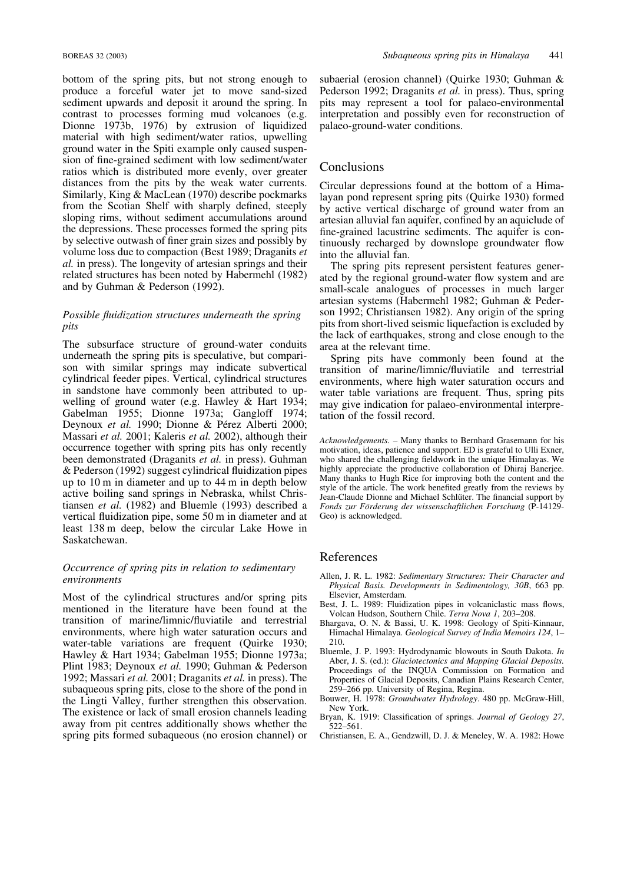bottom of the spring pits, but not strong enough to produce a forceful water jet to move sand-sized sediment upwards and deposit it around the spring. In contrast to processes forming mud volcanoes (e.g. Dionne 1973b, 1976) by extrusion of liquidized material with high sediment/water ratios, upwelling ground water in the Spiti example only caused suspension of fine-grained sediment with low sediment/water ratios which is distributed more evenly, over greater distances from the pits by the weak water currents. Similarly, King & MacLean (1970) describe pockmarks from the Scotian Shelf with sharply defined, steeply sloping rims, without sediment accumulations around the depressions. These processes formed the spring pits by selective outwash of finer grain sizes and possibly by volume loss due to compaction (Best 1989; Draganits *et al.* in press). The longevity of artesian springs and their related structures has been noted by Habermehl (1982) and by Guhman & Pederson (1992).

### *Possible fluidization structures underneath the spring pits*

The subsurface structure of ground-water conduits underneath the spring pits is speculative, but comparison with similar springs may indicate subvertical cylindrical feeder pipes. Vertical, cylindrical structures in sandstone have commonly been attributed to upwelling of ground water (e.g. Hawley & Hart 1934; Gabelman 1955; Dionne 1973a; Gangloff 1974; Deynoux *et al.* 1990; Dionne & Pérez Alberti 2000; Massari *et al.* 2001; Kaleris *et al.* 2002), although their occurrence together with spring pits has only recently been demonstrated (Draganits *et al.* in press). Guhman & Pederson (1992) suggest cylindrical fluidization pipes up to 10 m in diameter and up to 44 m in depth below active boiling sand springs in Nebraska, whilst Christiansen *et al.* (1982) and Bluemle (1993) described a vertical fluidization pipe, some 50 m in diameter and at least 138 m deep, below the circular Lake Howe in Saskatchewan.

### *Occurrence of spring pits in relation to sedimentary environments*

Most of the cylindrical structures and/or spring pits mentioned in the literature have been found at the transition of marine/limnic/fluviatile and terrestrial environments, where high water saturation occurs and water-table variations are frequent (Quirke 1930; Hawley & Hart 1934; Gabelman 1955; Dionne 1973a; Plint 1983; Deynoux *et al.* 1990; Guhman & Pederson 1992; Massari *et al.* 2001; Draganits *et al.* in press). The subaqueous spring pits, close to the shore of the pond in the Lingti Valley, further strengthen this observation. The existence or lack of small erosion channels leading away from pit centres additionally shows whether the spring pits formed subaqueous (no erosion channel) or subaerial (erosion channel) (Quirke 1930; Guhman & Pederson 1992; Draganits *et al.* in press). Thus, spring pits may represent a tool for palaeo-environmental interpretation and possibly even for reconstruction of palaeo-ground-water conditions.

## Conclusions

Circular depressions found at the bottom of a Himalayan pond represent spring pits (Quirke 1930) formed by active vertical discharge of ground water from an artesian alluvial fan aquifer, confined by an aquiclude of fine-grained lacustrine sediments. The aquifer is continuously recharged by downslope groundwater flow into the alluvial fan.

The spring pits represent persistent features generated by the regional ground-water flow system and are small-scale analogues of processes in much larger artesian systems (Habermehl 1982; Guhman & Pederson 1992; Christiansen 1982). Any origin of the spring pits from short-lived seismic liquefaction is excluded by the lack of earthquakes, strong and close enough to the area at the relevant time.

Spring pits have commonly been found at the transition of marine/limnic/fluviatile and terrestrial environments, where high water saturation occurs and water table variations are frequent. Thus, spring pits may give indication for palaeo-environmental interpretation of the fossil record.

*Acknowledgements.* – Many thanks to Bernhard Grasemann for his motivation, ideas, patience and support. ED is grateful to Ulli Exner, who shared the challenging fieldwork in the unique Himalayas. We highly appreciate the productive collaboration of Dhiraj Banerjee. Many thanks to Hugh Rice for improving both the content and the style of the article. The work benefited greatly from the reviews by Jean-Claude Dionne and Michael Schlüter. The financial support by *Fonds zur Förderung der wissenschaftlichen Forschung* (P-14129-Geo) is acknowledged.

## References

Allen, J. R. L. 1982: *Sedimentary Structures: Their Character and Physical Basis. Developments in Sedimentology, 30B*, 663 pp. Elsevier, Amsterdam.

Best, J. L. 1989: Fluidization pipes in volcaniclastic mass flows, Volcan Hudson, Southern Chile. *Terra Nova 1*, 203–208.

Bhargava, O. N. & Bassi, U. K. 1998: Geology of Spiti-Kinnaur, Himachal Himalaya. *Geological Survey of India Memoirs 124*, 1–210.

Bluemle, J. P. 1993: Hydrodynamic blowouts in South Dakota. *In* Aber, J. S. (ed.): *Glaciotectonics and Mapping Glacial Deposits.* Proceedings of the INQUA Commission on Formation and Properties of Glacial Deposits, Canadian Plains Research Center, 259–266 pp. University of Regina, Regina.

Bouwer, H. 1978: *Groundwater Hydrology*. 480 pp. McGraw-Hill, New York.

Bryan, K. 1919: Classification of springs. *Journal of Geology 27*, 522–561.

Christiansen, E. A., Gendzwill, D. J. & Meneley, W. A. 1982: Howe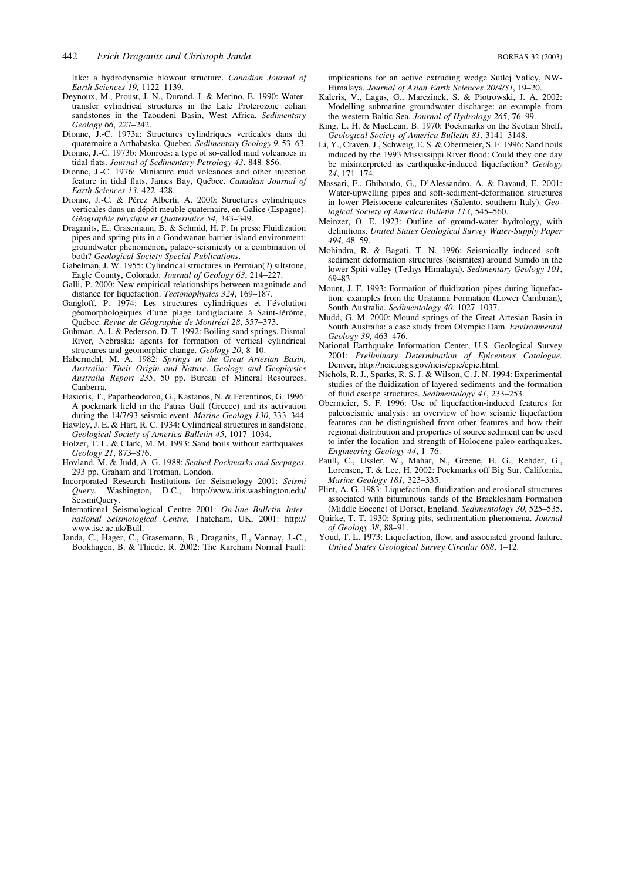lake: a hydrodynamic blowout structure. *Canadian Journal of Earth Sciences 19*, 1122–1139.

Deynoux, M., Proust, J. N., Durand, J. & Merino, E. 1990: Water-transfer cylindrical structures in the Late Proterozoic eolian sandstones in the Taoudeni Basin, West Africa. *Sedimentary Geology 66*, 227–242.

Dionne, J.-C. 1973a: Structures cylindriques verticales dans du quaternaire a Arthabaska, Quebec. *Sedimentary Geology 9*, 53–63.

Dionne, J.-C. 1973b: Monroes: a type of so-called mud volcanoes in tidal flats. *Journal of Sedimentary Petrology 43*, 848–856.

Dionne, J.-C. 1976: Miniature mud volcanoes and other injection feature in tidal flats, James Bay, Québec. *Canadian Journal of Earth Sciences 13*, 422–428.

Dionne, J.-C. & Pérez Alberti, A. 2000: Structures cylindriques verticales dans un dépôt meuble quaternaire, en Galice (Espagne). *Géographie physique et Quaternaire 54*, 343–349.

Draganits, E., Grasemann, B. & Schmid, H. P. In press: Fluidization pipes and spring pits in a Gondwanan barrier-island environment: groundwater phenomenon, palaeo-seismicity or a combination of both? *Geological Society Special Publications*.

Gabelman, J. W. 1955: Cylindrical structures in Permian(?) siltstone, Eagle County, Colorado. *Journal of Geology 63*, 214–227.

Galli, P. 2000: New empirical relationships between magnitude and distance for liquefaction. *Tectonophysics 324*, 169–187.

Gangloff, P. 1974: Les structures cylindriques et l'évolution géomorphologiques d'une plage tardiglaciaire à Saint-Jérôme, Québec. *Revue de Géographie de Montréal 28*, 357–373.

Guhman, A. I. & Pederson, D. T. 1992: Boiling sand springs, Dismal River, Nebraska: agents for formation of vertical cylindrical structures and geomorphic change. *Geology 20*, 8–10.

Habermehl, M. A. 1982: *Springs in the Great Artesian Basin, Australia: Their Origin and Nature*. *Geology and Geophysics Australia Report 235*, 50 pp. Bureau of Mineral Resources, Canberra.

Hasiotis, T., Papatheodorou, G., Kastanos, N. & Ferentinos, G. 1996: A pockmark field in the Patras Gulf (Greece) and its activation during the 14/7/93 seismic event. *Marine Geology 130*, 333–344.

Hawley, J. E. & Hart, R. C. 1934: Cylindrical structures in sandstone. *Geological Society of America Bulletin 45*, 1017–1034.

Holzer, T. L. & Clark, M. M. 1993: Sand boils without earthquakes. *Geology 21*, 873–876.

Hovland, M. & Judd, A. G. 1988: *Seabed Pockmarks and Seepages*. 293 pp. Graham and Trotman, London.

Incorporated Research Institutions for Seismology 2001: *Seismi Query*. Washington, D.C., http://www.iris.washington.edu/SeismiQuery.

International Seismological Centre 2001: *On-line Bulletin International Seismological Centre*, Thatcham, UK, 2001: http://www.isc.ac.uk/Bull.

Janda, C., Hager, C., Grasemann, B., Draganits, E., Vannay, J.-C., Bookhagen, B. & Thiede, R. 2002: The Karcham Normal Fault: implications for an active extruding wedge Sutlej Valley, NW-Himalaya. *Journal of Asian Earth Sciences 20/4/S1*, 19–20.

Kaleris, V., Lagas, G., Marczinek, S. & Piotrowski, J. A. 2002: Modelling submarine groundwater discharge: an example from the western Baltic Sea. *Journal of Hydrology 265*, 76–99.

King, L. H. & MacLean, B. 1970: Pockmarks on the Scotian Shelf. *Geological Society of America Bulletin 81*, 3141–3148.

Li, Y., Craven, J., Schweig, E. S. & Obermeier, S. F. 1996: Sand boils induced by the 1993 Mississippi River flood: Could they one day be misinterpreted as earthquake-induced liquefaction? *Geology 24*, 171–174.

Massari, F., Ghibaudo, G., D'Alessandro, A. & Davaud, E. 2001: Water-upwelling pipes and soft-sediment-deformation structures in lower Pleistocene calcarenites (Salento, southern Italy). *Geological Society of America Bulletin 113*, 545–560.

Meinzer, O. E. 1923: Outline of ground-water hydrology, with definitions. *United States Geological Survey Water-Supply Paper 494*, 48–59.

Mohindra, R. & Bagati, T. N. 1996: Seismically induced soft-sediment deformation structures (seismites) around Sumdo in the lower Spiti valley (Tethys Himalaya). *Sedimentary Geology 101*, 69–83.

Mount, J. F. 1993: Formation of fluidization pipes during liquefaction: examples from the Uratanna Formation (Lower Cambrian), South Australia. *Sedimentology 40*, 1027–1037.

Mudd, G. M. 2000: Mound springs of the Great Artesian Basin in South Australia: a case study from Olympic Dam. *Environmental Geology 39*, 463–476.

National Earthquake Information Center, U.S. Geological Survey 2001: *Preliminary Determination of Epicenters Catalogue.* Denver, http://neic.usgs.gov/neis/epic/epic.html.

Nichols, R. J., Sparks, R. S. J. & Wilson, C. J. N. 1994: Experimental studies of the fluidization of layered sediments and the formation of fluid escape structures. *Sedimentology 41*, 233–253.

Obermeier, S. F. 1996: Use of liquefaction-induced features for paleoseismic analysis: an overview of how seismic liquefaction features can be distinguished from other features and how their regional distribution and properties of source sediment can be used to infer the location and strength of Holocene paleo-earthquakes. *Engineering Geology 44*, 1–76.

Paull, C., Ussler, W., Mahar, N., Greene, H. G., Rehder, G., Lorensen, T. & Lee, H. 2002: Pockmarks off Big Sur, California. *Marine Geology 181*, 323–335.

Plint, A. G. 1983: Liquefaction, fluidization and erosional structures associated with bituminous sands of the Bracklesham Formation (Middle Eocene) of Dorset, England. *Sedimentology 30*, 525–535.

Quirke, T. T. 1930: Spring pits; sedimentation phenomena. *Journal of Geology 38*, 88–91.

Youd, T. L. 1973: Liquefaction, flow, and associated ground failure. *United States Geological Survey Circular 688*, 1–12.